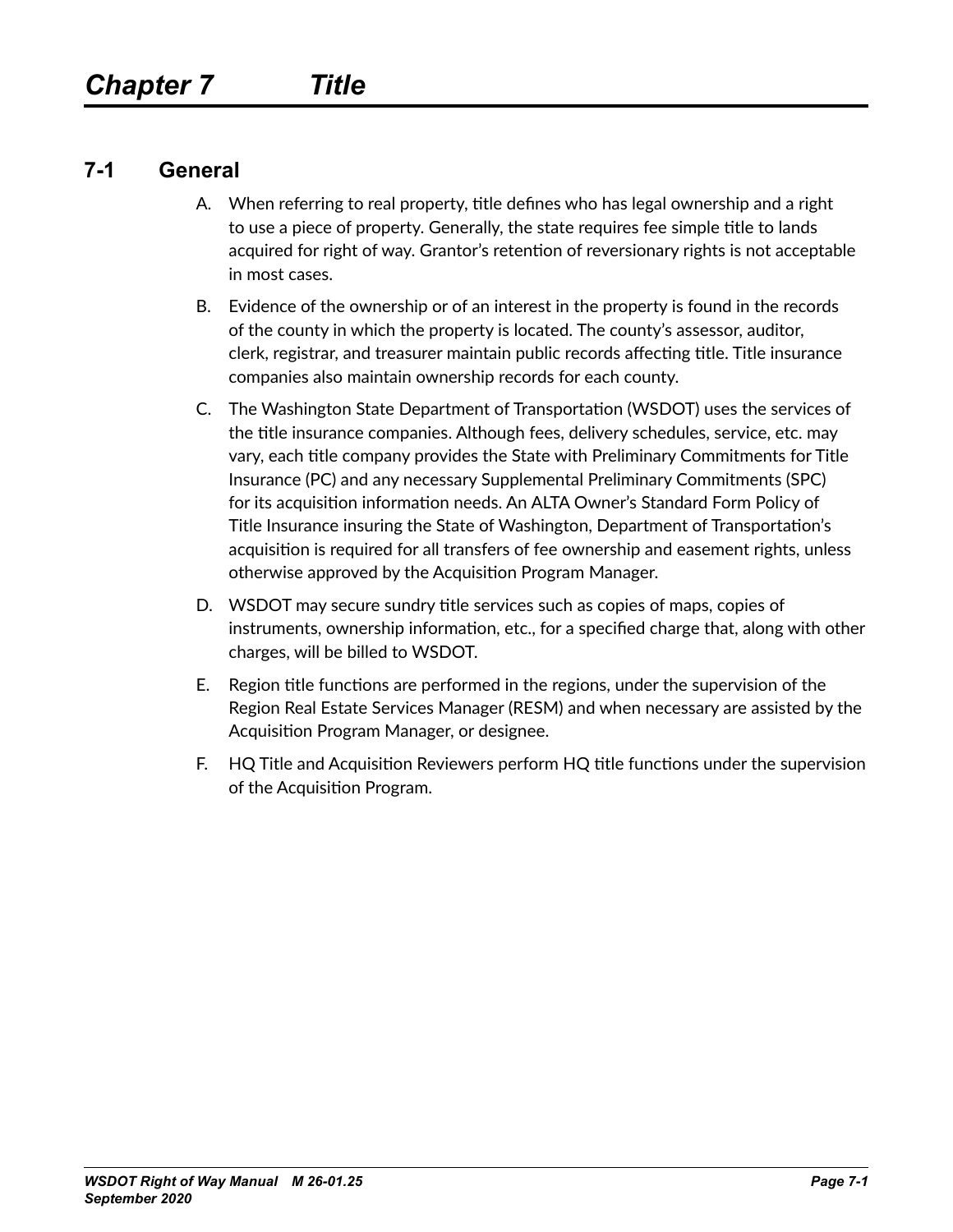# Chapter 7 Title

## 7-1 General

A. When referring to real property, title defines who has legal ownership and a right to use a piece of property. Generally, the state requires fee simple title to lands acquired for right of way. Grantor's retention of reversionary rights is not acceptable in most cases.

B. Evidence of the ownership or of an interest in the property is found in the records of the county in which the property is located. The county's assessor, auditor, clerk, registrar, and treasurer maintain public records affecting title. Title insurance companies also maintain ownership records for each county.

C. The Washington State Department of Transportation (WSDOT) uses the services of the title insurance companies. Although fees, delivery schedules, service, etc. may vary, each title company provides the State with Preliminary Commitments for Title Insurance (PC) and any necessary Supplemental Preliminary Commitments (SPC) for its acquisition information needs. An ALTA Owner's Standard Form Policy of Title Insurance insuring the State of Washington, Department of Transportation's acquisition is required for all transfers of fee ownership and easement rights, unless otherwise approved by the Acquisition Program Manager.

D. WSDOT may secure sundry title services such as copies of maps, copies of instruments, ownership information, etc., for a specified charge that, along with other charges, will be billed to WSDOT.

E. Region title functions are performed in the regions, under the supervision of the Region Real Estate Services Manager (RESM) and when necessary are assisted by the Acquisition Program Manager, or designee.

F. HQ Title and Acquisition Reviewers perform HQ title functions under the supervision of the Acquisition Program.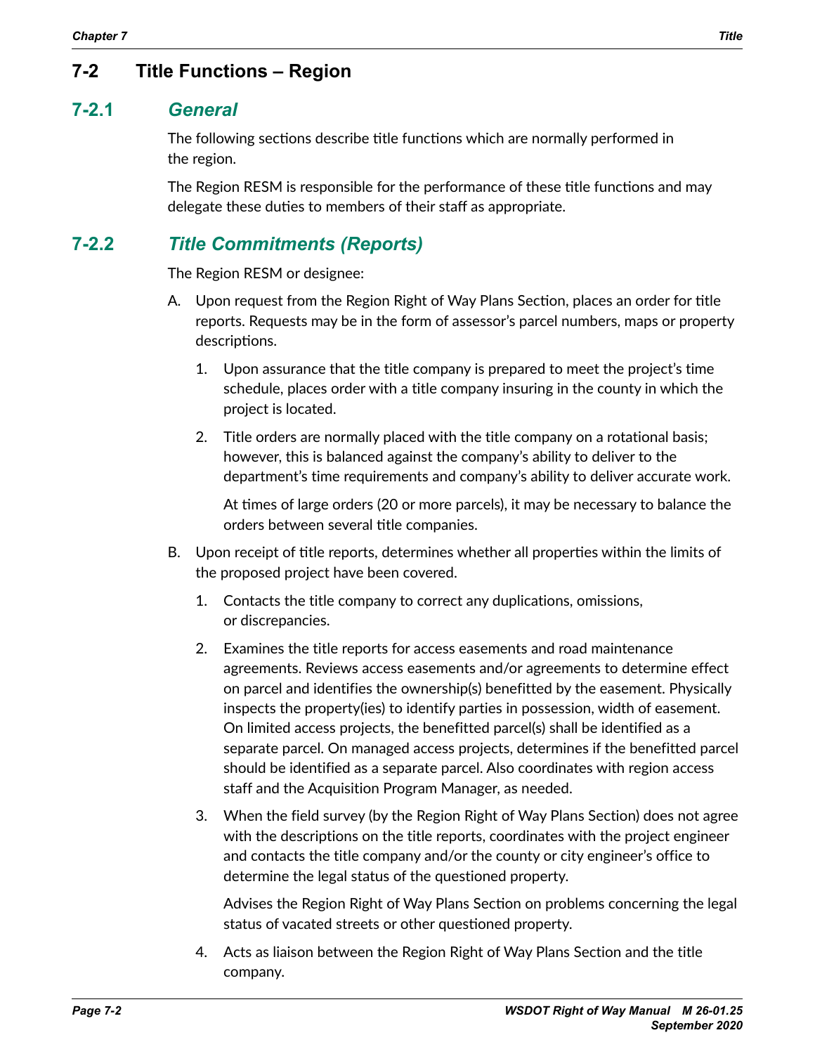## 7-2 Title Functions – Region

### 7-2.1 *General*

The following sections describe title functions which are normally performed in the region.

The Region RESM is responsible for the performance of these title functions and may delegate these duties to members of their staff as appropriate.

### 7-2.2 *Title Commitments (Reports)*

The Region RESM or designee:

A. Upon request from the Region Right of Way Plans Section, places an order for title reports. Requests may be in the form of assessor's parcel numbers, maps or property descriptions.

   1. Upon assurance that the title company is prepared to meet the project's time schedule, places order with a title company insuring in the county in which the project is located.

   2. Title orders are normally placed with the title company on a rotational basis; however, this is balanced against the company's ability to deliver to the department's time requirements and company's ability to deliver accurate work.

      At times of large orders (20 or more parcels), it may be necessary to balance the orders between several title companies.

B. Upon receipt of title reports, determines whether all properties within the limits of the proposed project have been covered.

   1. Contacts the title company to correct any duplications, omissions, or discrepancies.

   2. Examines the title reports for access easements and road maintenance agreements. Reviews access easements and/or agreements to determine effect on parcel and identifies the ownership(s) benefitted by the easement. Physically inspects the property(ies) to identify parties in possession, width of easement. On limited access projects, the benefitted parcel(s) shall be identified as a separate parcel. On managed access projects, determines if the benefitted parcel should be identified as a separate parcel. Also coordinates with region access staff and the Acquisition Program Manager, as needed.

   3. When the field survey (by the Region Right of Way Plans Section) does not agree with the descriptions on the title reports, coordinates with the project engineer and contacts the title company and/or the county or city engineer's office to determine the legal status of the questioned property.

      Advises the Region Right of Way Plans Section on problems concerning the legal status of vacated streets or other questioned property.

   4. Acts as liaison between the Region Right of Way Plans Section and the title company.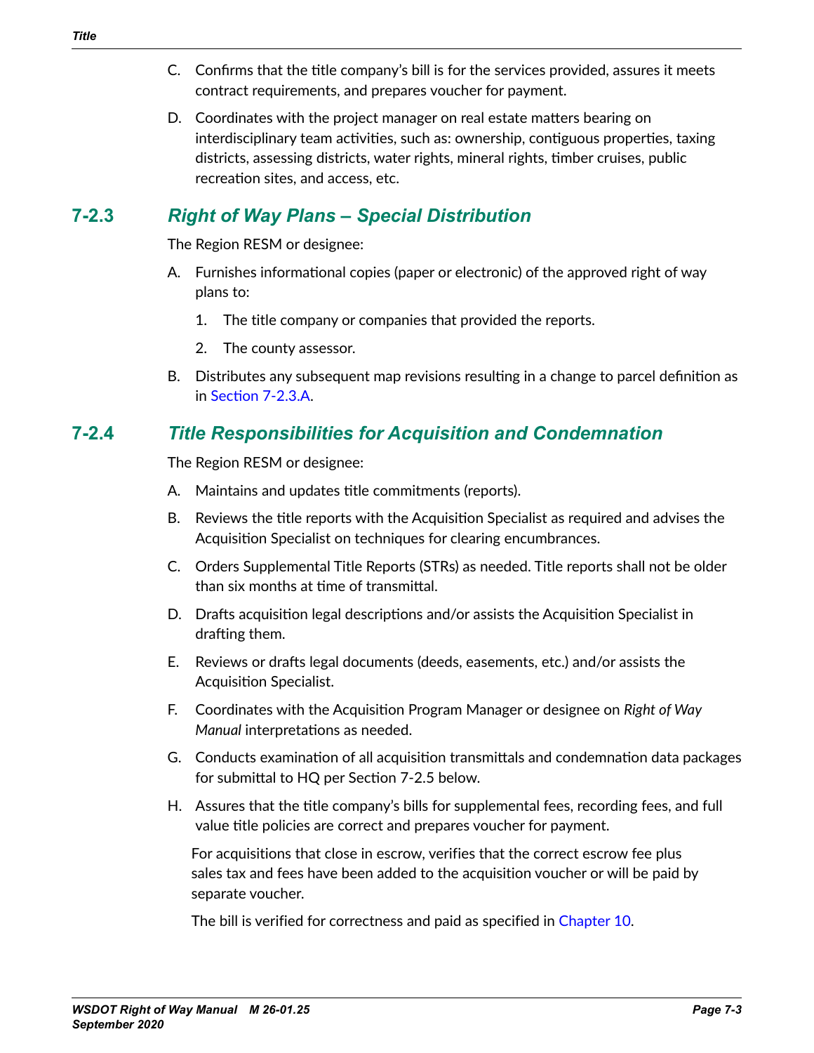C. Confirms that the title company's bill is for the services provided, assures it meets contract requirements, and prepares voucher for payment.

D. Coordinates with the project manager on real estate matters bearing on interdisciplinary team activities, such as: ownership, contiguous properties, taxing districts, assessing districts, water rights, mineral rights, timber cruises, public recreation sites, and access, etc.

## 7-2.3 *Right of Way Plans – Special Distribution*

The Region RESM or designee:

A. Furnishes informational copies (paper or electronic) of the approved right of way plans to:

  1. The title company or companies that provided the reports.

  2. The county assessor.

B. Distributes any subsequent map revisions resulting in a change to parcel definition as in Section 7-2.3.A.

## 7-2.4 *Title Responsibilities for Acquisition and Condemnation*

The Region RESM or designee:

A. Maintains and updates title commitments (reports).

B. Reviews the title reports with the Acquisition Specialist as required and advises the Acquisition Specialist on techniques for clearing encumbrances.

C. Orders Supplemental Title Reports (STRs) as needed. Title reports shall not be older than six months at time of transmittal.

D. Drafts acquisition legal descriptions and/or assists the Acquisition Specialist in drafting them.

E. Reviews or drafts legal documents (deeds, easements, etc.) and/or assists the Acquisition Specialist.

F. Coordinates with the Acquisition Program Manager or designee on *Right of Way Manual* interpretations as needed.

G. Conducts examination of all acquisition transmittals and condemnation data packages for submittal to HQ per Section 7-2.5 below.

H. Assures that the title company's bills for supplemental fees, recording fees, and full value title policies are correct and prepares voucher for payment.

   For acquisitions that close in escrow, verifies that the correct escrow fee plus sales tax and fees have been added to the acquisition voucher or will be paid by separate voucher.

   The bill is verified for correctness and paid as specified in Chapter 10.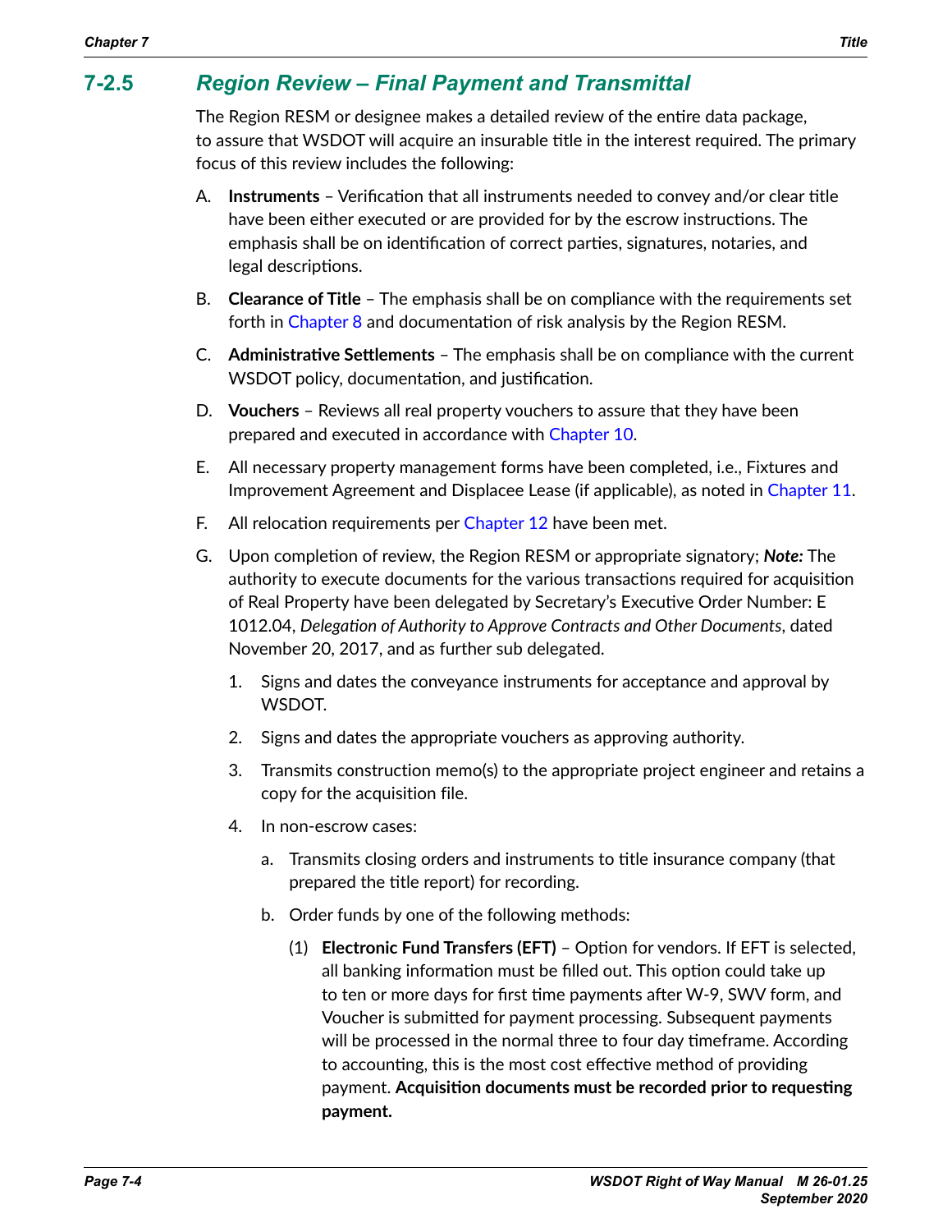## 7-2.5 Region Review – Final Payment and Transmittal

The Region RESM or designee makes a detailed review of the entire data package, to assure that WSDOT will acquire an insurable title in the interest required. The primary focus of this review includes the following:

A. **Instruments** – Verification that all instruments needed to convey and/or clear title have been either executed or are provided for by the escrow instructions. The emphasis shall be on identification of correct parties, signatures, notaries, and legal descriptions.

B. **Clearance of Title** – The emphasis shall be on compliance with the requirements set forth in Chapter 8 and documentation of risk analysis by the Region RESM.

C. **Administrative Settlements** – The emphasis shall be on compliance with the current WSDOT policy, documentation, and justification.

D. **Vouchers** – Reviews all real property vouchers to assure that they have been prepared and executed in accordance with Chapter 10.

E. All necessary property management forms have been completed, i.e., Fixtures and Improvement Agreement and Displacee Lease (if applicable), as noted in Chapter 11.

F. All relocation requirements per Chapter 12 have been met.

G. Upon completion of review, the Region RESM or appropriate signatory; ***Note:*** The authority to execute documents for the various transactions required for acquisition of Real Property have been delegated by Secretary's Executive Order Number: E 1012.04, *Delegation of Authority to Approve Contracts and Other Documents*, dated November 20, 2017, and as further sub delegated.

   1. Signs and dates the conveyance instruments for acceptance and approval by WSDOT.

   2. Signs and dates the appropriate vouchers as approving authority.

   3. Transmits construction memo(s) to the appropriate project engineer and retains a copy for the acquisition file.

   4. In non-escrow cases:

      a. Transmits closing orders and instruments to title insurance company (that prepared the title report) for recording.

      b. Order funds by one of the following methods:

         (1) **Electronic Fund Transfers (EFT)** – Option for vendors. If EFT is selected, all banking information must be filled out. This option could take up to ten or more days for first time payments after W-9, SWV form, and Voucher is submitted for payment processing. Subsequent payments will be processed in the normal three to four day timeframe. According to accounting, this is the most cost effective method of providing payment. **Acquisition documents must be recorded prior to requesting payment.**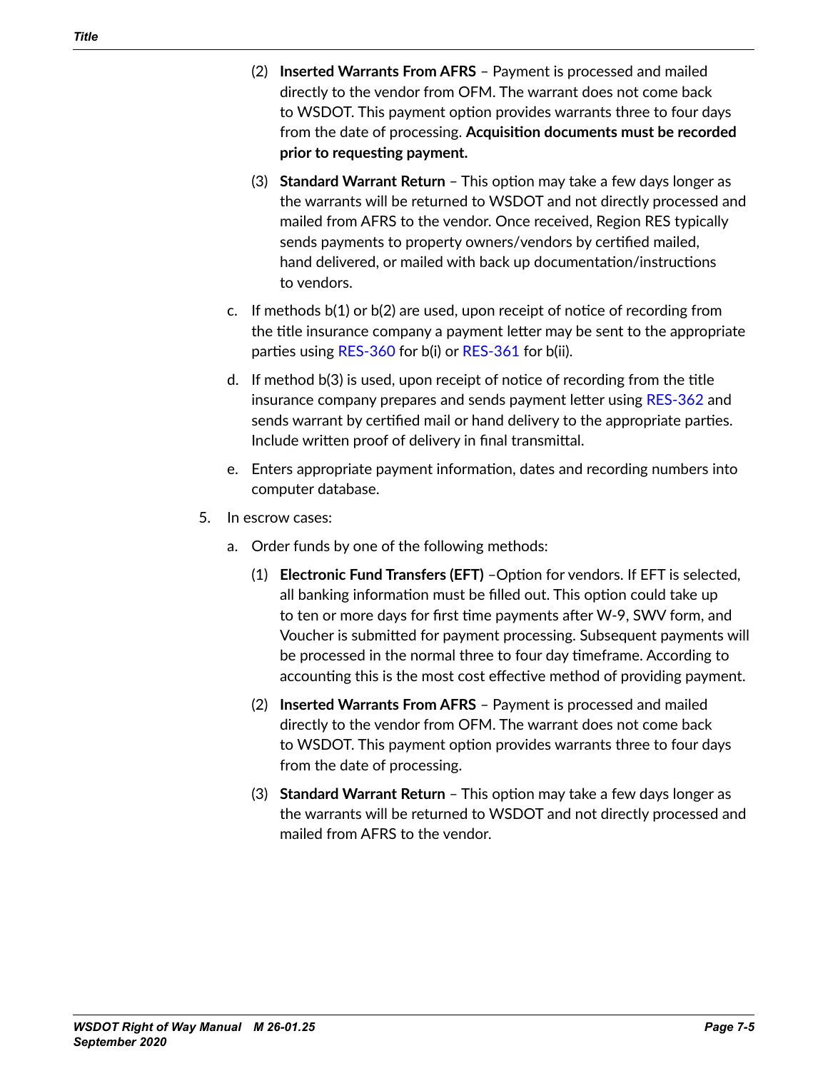(2) **Inserted Warrants From AFRS** – Payment is processed and mailed directly to the vendor from OFM. The warrant does not come back to WSDOT. This payment option provides warrants three to four days from the date of processing. **Acquisition documents must be recorded prior to requesting payment.**

(3) **Standard Warrant Return** – This option may take a few days longer as the warrants will be returned to WSDOT and not directly processed and mailed from AFRS to the vendor. Once received, Region RES typically sends payments to property owners/vendors by certified mailed, hand delivered, or mailed with back up documentation/instructions to vendors.

c. If methods b(1) or b(2) are used, upon receipt of notice of recording from the title insurance company a payment letter may be sent to the appropriate parties using RES-360 for b(i) or RES-361 for b(ii).

d. If method b(3) is used, upon receipt of notice of recording from the title insurance company prepares and sends payment letter using RES-362 and sends warrant by certified mail or hand delivery to the appropriate parties. Include written proof of delivery in final transmittal.

e. Enters appropriate payment information, dates and recording numbers into computer database.

5. In escrow cases:

   a. Order funds by one of the following methods:

      (1) **Electronic Fund Transfers (EFT)** –Option for vendors. If EFT is selected, all banking information must be filled out. This option could take up to ten or more days for first time payments after W-9, SWV form, and Voucher is submitted for payment processing. Subsequent payments will be processed in the normal three to four day timeframe. According to accounting this is the most cost effective method of providing payment.

      (2) **Inserted Warrants From AFRS** – Payment is processed and mailed directly to the vendor from OFM. The warrant does not come back to WSDOT. This payment option provides warrants three to four days from the date of processing.

      (3) **Standard Warrant Return** – This option may take a few days longer as the warrants will be returned to WSDOT and not directly processed and mailed from AFRS to the vendor.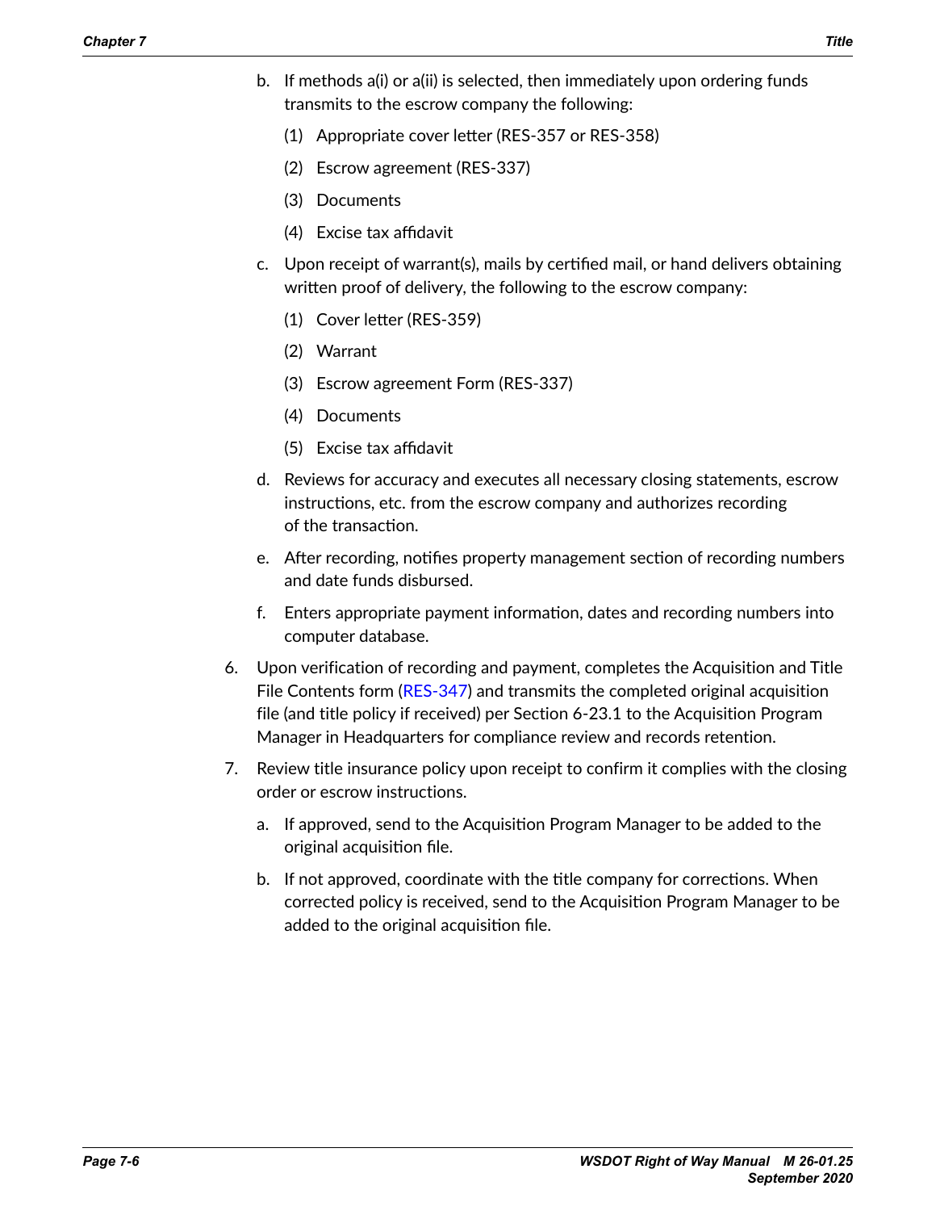b. If methods a(i) or a(ii) is selected, then immediately upon ordering funds transmits to the escrow company the following:

   (1) Appropriate cover letter (RES-357 or RES-358)

   (2) Escrow agreement (RES-337)

   (3) Documents

   (4) Excise tax affidavit

c. Upon receipt of warrant(s), mails by certified mail, or hand delivers obtaining written proof of delivery, the following to the escrow company:

   (1) Cover letter (RES-359)

   (2) Warrant

   (3) Escrow agreement Form (RES-337)

   (4) Documents

   (5) Excise tax affidavit

d. Reviews for accuracy and executes all necessary closing statements, escrow instructions, etc. from the escrow company and authorizes recording of the transaction.

e. After recording, notifies property management section of recording numbers and date funds disbursed.

f. Enters appropriate payment information, dates and recording numbers into computer database.

6. Upon verification of recording and payment, completes the Acquisition and Title File Contents form (RES-347) and transmits the completed original acquisition file (and title policy if received) per Section 6-23.1 to the Acquisition Program Manager in Headquarters for compliance review and records retention.

7. Review title insurance policy upon receipt to confirm it complies with the closing order or escrow instructions.

   a. If approved, send to the Acquisition Program Manager to be added to the original acquisition file.

   b. If not approved, coordinate with the title company for corrections. When corrected policy is received, send to the Acquisition Program Manager to be added to the original acquisition file.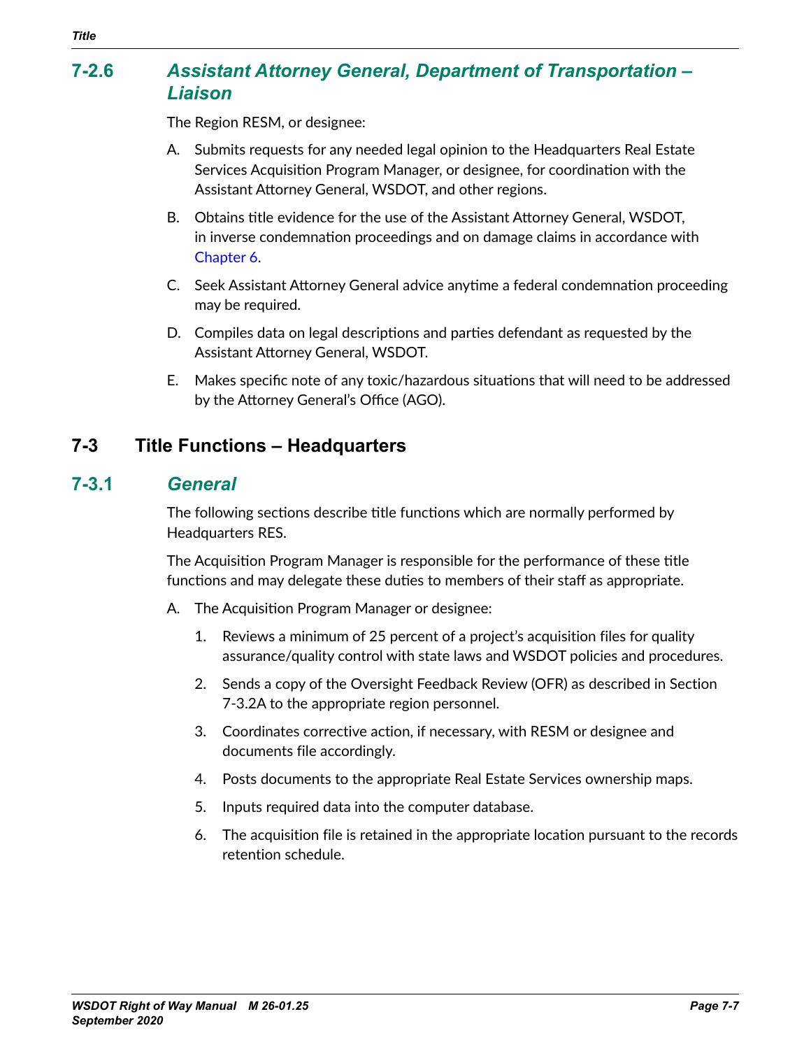### 7-2.6 Assistant Attorney General, Department of Transportation – Liaison

The Region RESM, or designee:

A. Submits requests for any needed legal opinion to the Headquarters Real Estate Services Acquisition Program Manager, or designee, for coordination with the Assistant Attorney General, WSDOT, and other regions.

B. Obtains title evidence for the use of the Assistant Attorney General, WSDOT, in inverse condemnation proceedings and on damage claims in accordance with Chapter 6.

C. Seek Assistant Attorney General advice anytime a federal condemnation proceeding may be required.

D. Compiles data on legal descriptions and parties defendant as requested by the Assistant Attorney General, WSDOT.

E. Makes specific note of any toxic/hazardous situations that will need to be addressed by the Attorney General's Office (AGO).

## 7-3 Title Functions – Headquarters

### 7-3.1 General

The following sections describe title functions which are normally performed by Headquarters RES.

The Acquisition Program Manager is responsible for the performance of these title functions and may delegate these duties to members of their staff as appropriate.

A. The Acquisition Program Manager or designee:

   1. Reviews a minimum of 25 percent of a project's acquisition files for quality assurance/quality control with state laws and WSDOT policies and procedures.

   2. Sends a copy of the Oversight Feedback Review (OFR) as described in Section 7-3.2A to the appropriate region personnel.

   3. Coordinates corrective action, if necessary, with RESM or designee and documents file accordingly.

   4. Posts documents to the appropriate Real Estate Services ownership maps.

   5. Inputs required data into the computer database.

   6. The acquisition file is retained in the appropriate location pursuant to the records retention schedule.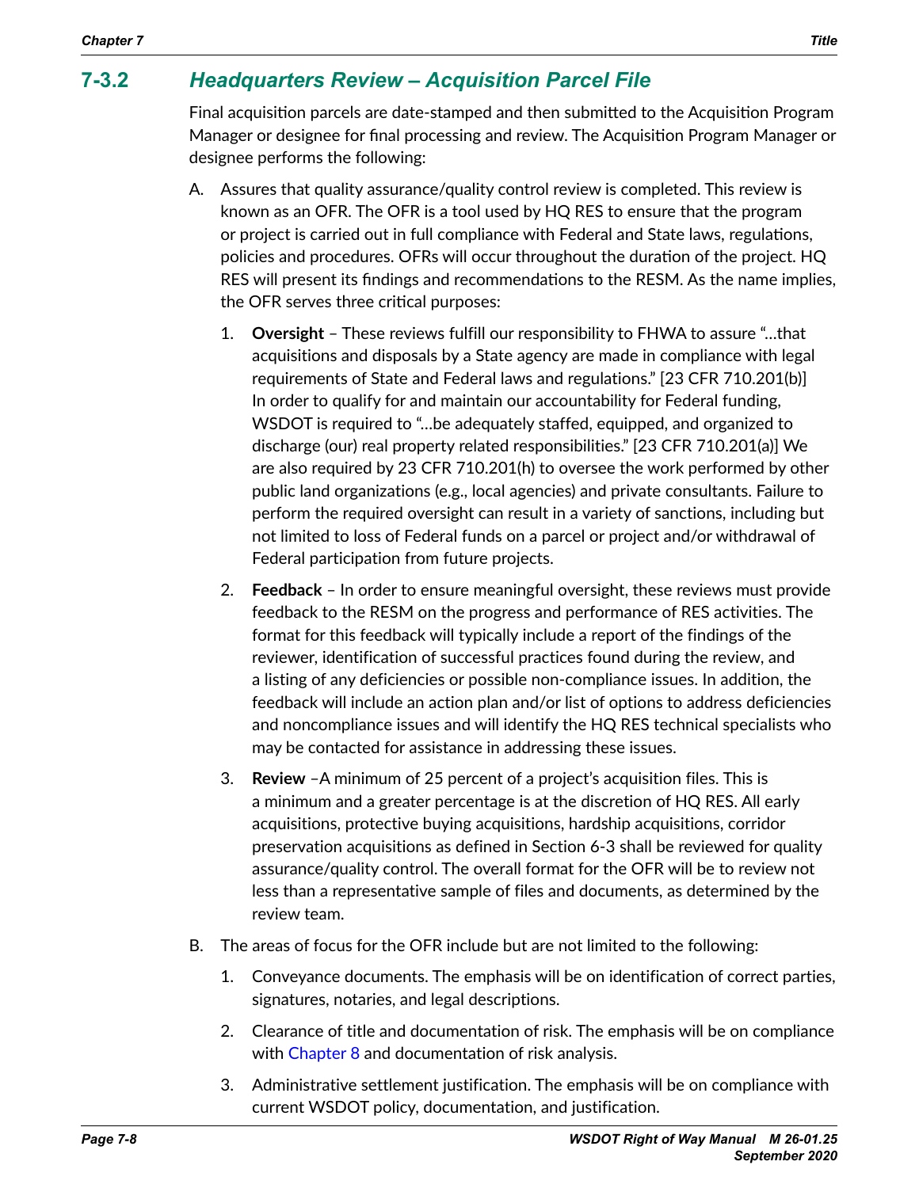## 7-3.2 *Headquarters Review – Acquisition Parcel File*

Final acquisition parcels are date-stamped and then submitted to the Acquisition Program Manager or designee for final processing and review. The Acquisition Program Manager or designee performs the following:

A. Assures that quality assurance/quality control review is completed. This review is known as an OFR. The OFR is a tool used by HQ RES to ensure that the program or project is carried out in full compliance with Federal and State laws, regulations, policies and procedures. OFRs will occur throughout the duration of the project. HQ RES will present its findings and recommendations to the RESM. As the name implies, the OFR serves three critical purposes:

   1. **Oversight** – These reviews fulfill our responsibility to FHWA to assure "…that acquisitions and disposals by a State agency are made in compliance with legal requirements of State and Federal laws and regulations." [23 CFR 710.201(b)] In order to qualify for and maintain our accountability for Federal funding, WSDOT is required to "…be adequately staffed, equipped, and organized to discharge (our) real property related responsibilities." [23 CFR 710.201(a)] We are also required by 23 CFR 710.201(h) to oversee the work performed by other public land organizations (e.g., local agencies) and private consultants. Failure to perform the required oversight can result in a variety of sanctions, including but not limited to loss of Federal funds on a parcel or project and/or withdrawal of Federal participation from future projects.

   2. **Feedback** – In order to ensure meaningful oversight, these reviews must provide feedback to the RESM on the progress and performance of RES activities. The format for this feedback will typically include a report of the findings of the reviewer, identification of successful practices found during the review, and a listing of any deficiencies or possible non-compliance issues. In addition, the feedback will include an action plan and/or list of options to address deficiencies and noncompliance issues and will identify the HQ RES technical specialists who may be contacted for assistance in addressing these issues.

   3. **Review** –A minimum of 25 percent of a project's acquisition files. This is a minimum and a greater percentage is at the discretion of HQ RES. All early acquisitions, protective buying acquisitions, hardship acquisitions, corridor preservation acquisitions as defined in Section 6-3 shall be reviewed for quality assurance/quality control. The overall format for the OFR will be to review not less than a representative sample of files and documents, as determined by the review team.

B. The areas of focus for the OFR include but are not limited to the following:

   1. Conveyance documents. The emphasis will be on identification of correct parties, signatures, notaries, and legal descriptions.

   2. Clearance of title and documentation of risk. The emphasis will be on compliance with Chapter 8 and documentation of risk analysis.

   3. Administrative settlement justification. The emphasis will be on compliance with current WSDOT policy, documentation, and justification.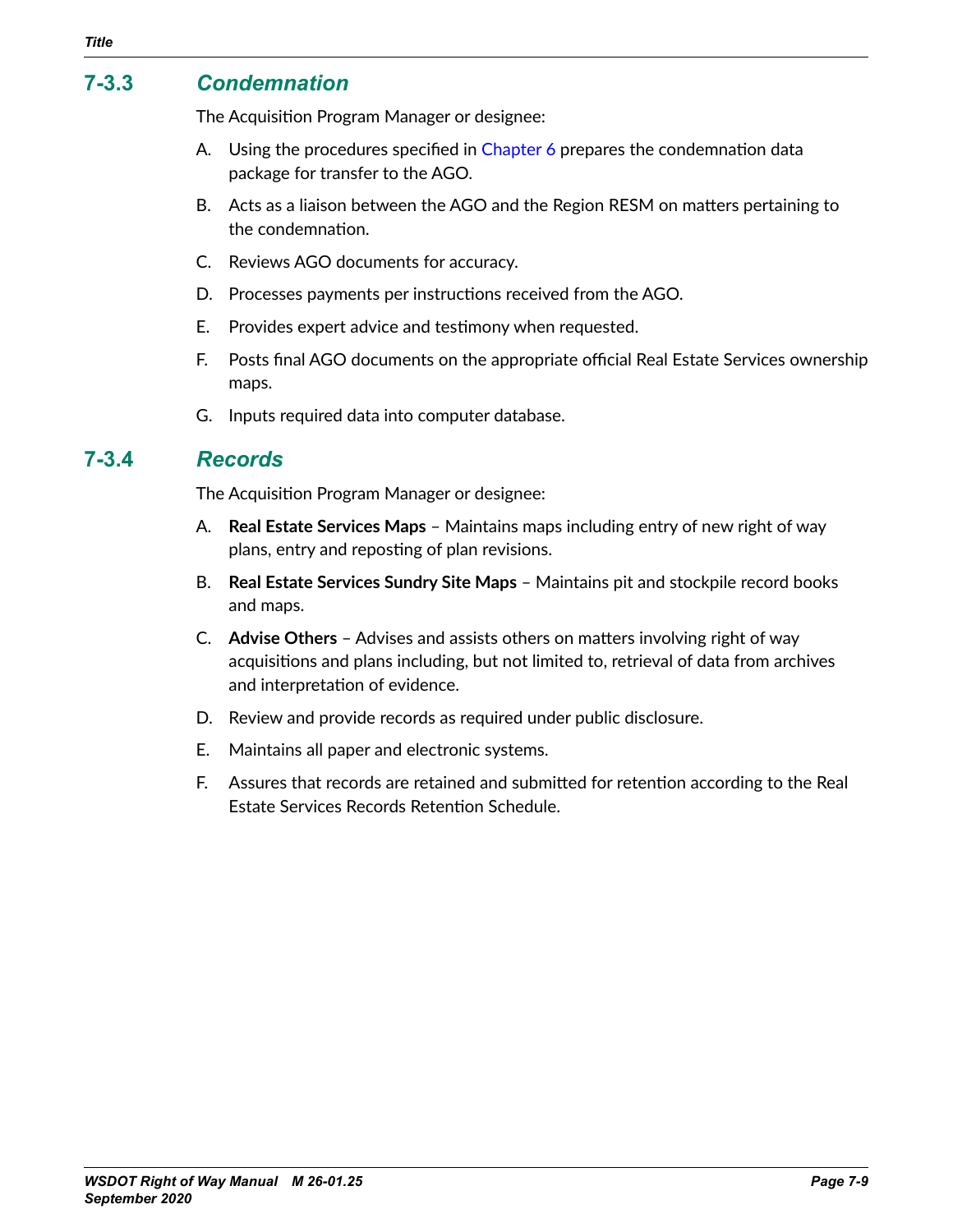## 7-3.3 *Condemnation*

The Acquisition Program Manager or designee:

A. Using the procedures specified in Chapter 6 prepares the condemnation data package for transfer to the AGO.

B. Acts as a liaison between the AGO and the Region RESM on matters pertaining to the condemnation.

C. Reviews AGO documents for accuracy.

D. Processes payments per instructions received from the AGO.

E. Provides expert advice and testimony when requested.

F. Posts final AGO documents on the appropriate official Real Estate Services ownership maps.

G. Inputs required data into computer database.

## 7-3.4 *Records*

The Acquisition Program Manager or designee:

A. **Real Estate Services Maps** – Maintains maps including entry of new right of way plans, entry and reposting of plan revisions.

B. **Real Estate Services Sundry Site Maps** – Maintains pit and stockpile record books and maps.

C. **Advise Others** – Advises and assists others on matters involving right of way acquisitions and plans including, but not limited to, retrieval of data from archives and interpretation of evidence.

D. Review and provide records as required under public disclosure.

E. Maintains all paper and electronic systems.

F. Assures that records are retained and submitted for retention according to the Real Estate Services Records Retention Schedule.